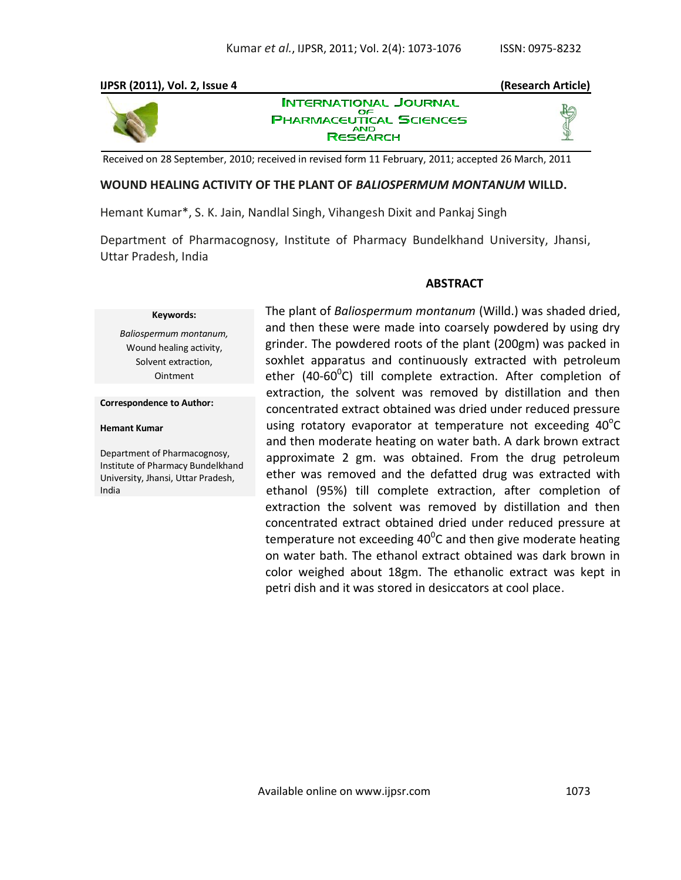**(Research Article)**

# INTERNATIONAL JOURNAL OF PHARMACEUTICAL SCIENCES AND RESEARCH

Received on 28 September, 2010; received in revised form 11 February, 2011; accepted 26 March, 2011

## WOUND HEALING ACTIVITY OF THE PLANT OF *BALIOSPERMUM MONTANUM* WILLD.

Hemant Kumar*, S. K. Jain, Nandlal Singh, Vihangesh Dixit and Pankaj Singh

Department of Pharmacognosy, Institute of Pharmacy Bundelkhand University, Jhansi, Uttar Pradesh, India

**Keywords:**

*Baliospermum montanum,*
Wound healing activity,
Solvent extraction,
Ointment

**Correspondence to Author:**

**Hemant Kumar**

Department of Pharmacognosy, Institute of Pharmacy Bundelkhand University, Jhansi, Uttar Pradesh, India

### ABSTRACT

The plant of *Baliospermum montanum* (Willd.) was shaded dried, and then these were made into coarsely powdered by using dry grinder. The powdered roots of the plant (200gm) was packed in soxhlet apparatus and continuously extracted with petroleum ether (40-60$^0$C) till complete extraction. After completion of extraction, the solvent was removed by distillation and then concentrated extract obtained was dried under reduced pressure using rotatory evaporator at temperature not exceeding 40$^o$C and then moderate heating on water bath. A dark brown extract approximate 2 gm. was obtained. From the drug petroleum ether was removed and the defatted drug was extracted with ethanol (95%) till complete extraction, after completion of extraction the solvent was removed by distillation and then concentrated extract obtained dried under reduced pressure at temperature not exceeding 40$^0$C and then give moderate heating on water bath. The ethanol extract obtained was dark brown in color weighed about 18gm. The ethanolic extract was kept in petri dish and it was stored in desiccators at cool place.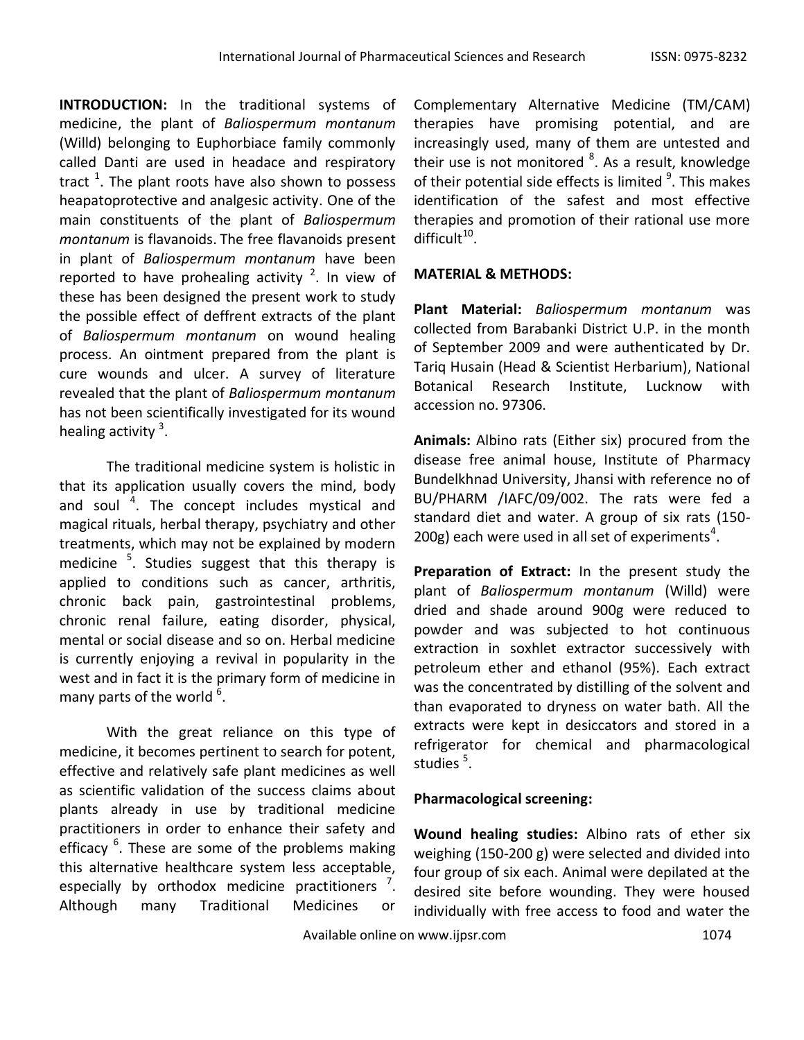**INTRODUCTION:** In the traditional systems of medicine, the plant of *Baliospermum montanum* (Willd) belonging to Euphorbiace family commonly called Danti are used in headace and respiratory tract [1]. The plant roots have also shown to possess heapatoprotective and analgesic activity. One of the main constituents of the plant of *Baliospermum montanum* is flavanoids. The free flavanoids present in plant of *Baliospermum montanum* have been reported to have prohealing activity [2]. In view of these has been designed the present work to study the possible effect of deffrent extracts of the plant of *Baliospermum montanum* on wound healing process. An ointment prepared from the plant is cure wounds and ulcer. A survey of literature revealed that the plant of *Baliospermum montanum* has not been scientifically investigated for its wound healing activity [3].

The traditional medicine system is holistic in that its application usually covers the mind, body and soul [4]. The concept includes mystical and magical rituals, herbal therapy, psychiatry and other treatments, which may not be explained by modern medicine [5]. Studies suggest that this therapy is applied to conditions such as cancer, arthritis, chronic back pain, gastrointestinal problems, chronic renal failure, eating disorder, physical, mental or social disease and so on. Herbal medicine is currently enjoying a revival in popularity in the west and in fact it is the primary form of medicine in many parts of the world [6].

With the great reliance on this type of medicine, it becomes pertinent to search for potent, effective and relatively safe plant medicines as well as scientific validation of the success claims about plants already in use by traditional medicine practitioners in order to enhance their safety and efficacy [6]. These are some of the problems making this alternative healthcare system less acceptable, especially by orthodox medicine practitioners [7]. Although many Traditional Medicines or Complementary Alternative Medicine (TM/CAM) therapies have promising potential, and are increasingly used, many of them are untested and their use is not monitored [8]. As a result, knowledge of their potential side effects is limited [9]. This makes identification of the safest and most effective therapies and promotion of their rational use more difficult[10].

**MATERIAL & METHODS:**

**Plant Material:** *Baliospermum montanum* was collected from Barabanki District U.P. in the month of September 2009 and were authenticated by Dr. Tariq Husain (Head & Scientist Herbarium), National Botanical Research Institute, Lucknow with accession no. 97306.

**Animals:** Albino rats (Either six) procured from the disease free animal house, Institute of Pharmacy Bundelkhnad University, Jhansi with reference no of BU/PHARM /IAFC/09/002. The rats were fed a standard diet and water. A group of six rats (150-200g) each were used in all set of experiments[4].

**Preparation of Extract:** In the present study the plant of *Baliospermum montanum* (Willd) were dried and shade around 900g were reduced to powder and was subjected to hot continuous extraction in soxhlet extractor successively with petroleum ether and ethanol (95%). Each extract was the concentrated by distilling of the solvent and than evaporated to dryness on water bath. All the extracts were kept in desiccators and stored in a refrigerator for chemical and pharmacological studies [5].

**Pharmacological screening:**

**Wound healing studies:** Albino rats of ether six weighing (150-200 g) were selected and divided into four group of six each. Animal were depilated at the desired site before wounding. They were housed individually with free access to food and water the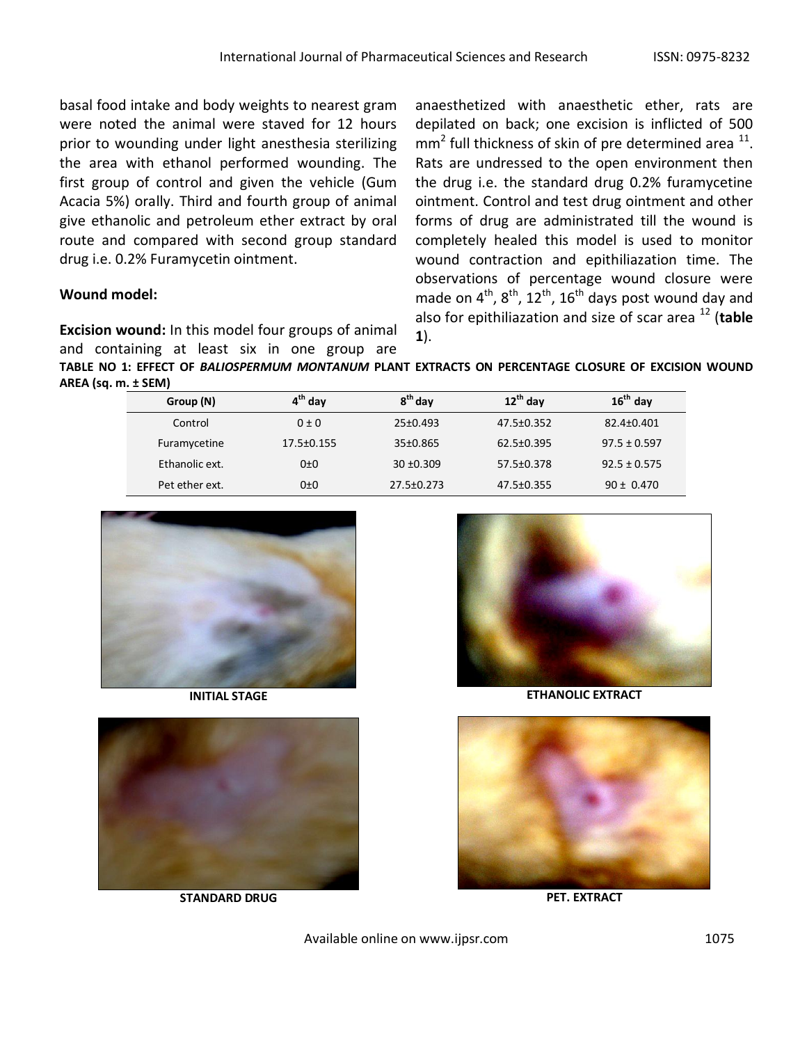basal food intake and body weights to nearest gram were noted the animal were staved for 12 hours prior to wounding under light anesthesia sterilizing the area with ethanol performed wounding. The first group of control and given the vehicle (Gum Acacia 5%) orally. Third and fourth group of animal give ethanolic and petroleum ether extract by oral route and compared with second group standard drug i.e. 0.2% Furamycetin ointment.

**Wound model:**

**Excision wound:** In this model four groups of animal and containing at least six in one group are anaesthetized with anaesthetic ether, rats are depilated on back; one excision is inflicted of 500 $mm^2$ full thickness of skin of pre determined area [11]. Rats are undressed to the open environment then the drug i.e. the standard drug 0.2% furamycetine ointment. Control and test drug ointment and other forms of drug are administrated till the wound is completely healed this model is used to monitor wound contraction and epithiliazation time. The observations of percentage wound closure were made on $4^{th}$, $8^{th}$, $12^{th}$, $16^{th}$ days post wound day and also for epithiliazation and size of scar area [12] (**table 1**).

**TABLE NO 1: EFFECT OF *BALIOSPERMUM MONTANUM* PLANT EXTRACTS ON PERCENTAGE CLOSURE OF EXCISION WOUND AREA (sq. m. ± SEM)**

| Group (N) | $4^{th}$ day | $8^{th}$ day | $12^{th}$ day | $16^{th}$ day |
|---|---|---|---|---|
| Control | 0 ± 0 | 25±0.493 | 47.5±0.352 | 82.4±0.401 |
| Furamycetine | 17.5±0.155 | 35±0.865 | 62.5±0.395 | 97.5 ± 0.597 |
| Ethanolic ext. | 0±0 | 30 ±0.309 | 57.5±0.378 | 92.5 ± 0.575 |
| Pet ether ext. | 0±0 | 27.5±0.273 | 47.5±0.355 | 90 ± 0.470 |

**INITIAL STAGE**

**ETHANOLIC EXTRACT**

**STANDARD DRUG**

**PET. EXTRACT**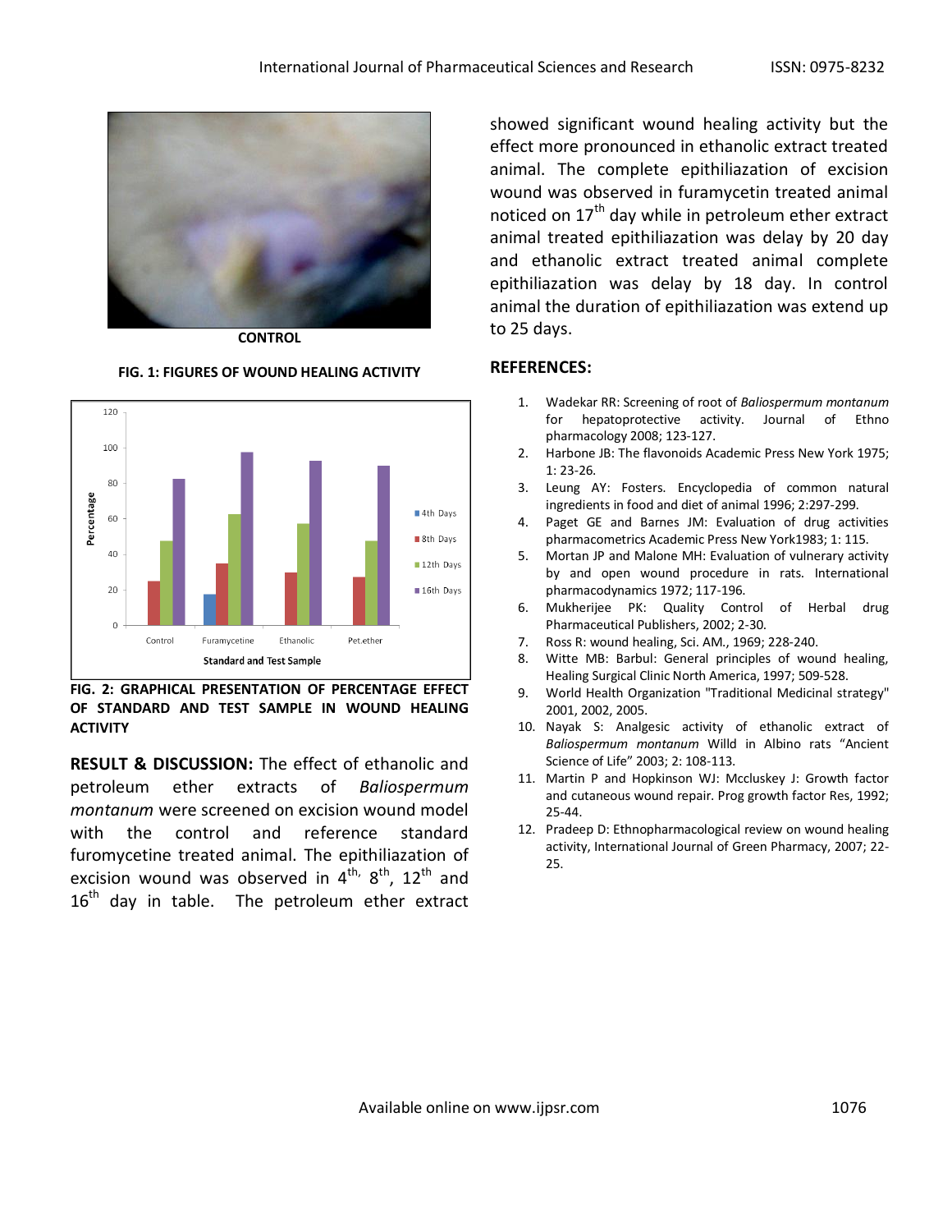CONTROL

**FIG. 1: FIGURES OF WOUND HEALING ACTIVITY**

120
100
80
60
40
20
0

Percentage

Control
Furamycetine
Ethanolic
Pet.ether

Standard and Test Sample

4th Days
8th Days
12th Days
16th Days

**FIG. 2: GRAPHICAL PRESENTATION OF PERCENTAGE EFFECT OF STANDARD AND TEST SAMPLE IN WOUND HEALING ACTIVITY**

**RESULT & DISCUSSION:** The effect of ethanolic and petroleum ether extracts of *Baliospermum montanum* were screened on excision wound model with the control and reference standard furomycetine treated animal. The epithiliazation of excision wound was observed in 4[th], 8[th], 12[th] and 16[th] day in table. The petroleum ether extract showed significant wound healing activity but the effect more pronounced in ethanolic extract treated animal. The complete epithiliazation of excision wound was observed in furamycetin treated animal noticed on 17[th] day while in petroleum ether extract animal treated epithiliazation was delay by 20 day and ethanolic extract treated animal complete epithiliazation was delay by 18 day. In control animal the duration of epithiliazation was extend up to 25 days.

## REFERENCES:

1. Wadekar RR: Screening of root of *Baliospermum montanum* for hepatoprotective activity. Journal of Ethno pharmacology 2008; 123-127.
2. Harbone JB: The flavonoids Academic Press New York 1975; 1: 23-26.
3. Leung AY: Fosters. Encyclopedia of common natural ingredients in food and diet of animal 1996; 2:297-299.
4. Paget GE and Barnes JM: Evaluation of drug activities pharmacometrics Academic Press New York1983; 1: 115.
5. Mortan JP and Malone MH: Evaluation of vulnerary activity by and open wound procedure in rats. International pharmacodynamics 1972; 117-196.
6. Mukherijee PK: Quality Control of Herbal drug Pharmaceutical Publishers, 2002; 2-30.
7. Ross R: wound healing, Sci. AM., 1969; 228-240.
8. Witte MB: Barbul: General principles of wound healing, Healing Surgical Clinic North America, 1997; 509-528.
9. World Health Organization "Traditional Medicinal strategy" 2001, 2002, 2005.
10. Nayak S: Analgesic activity of ethanolic extract of *Baliospermum montanum* Willd in Albino rats "Ancient Science of Life" 2003; 2: 108-113.
11. Martin P and Hopkinson WJ: Mccluskey J: Growth factor and cutaneous wound repair. Prog growth factor Res, 1992; 25-44.
12. Pradeep D: Ethnopharmacological review on wound healing activity, International Journal of Green Pharmacy, 2007; 22-25.